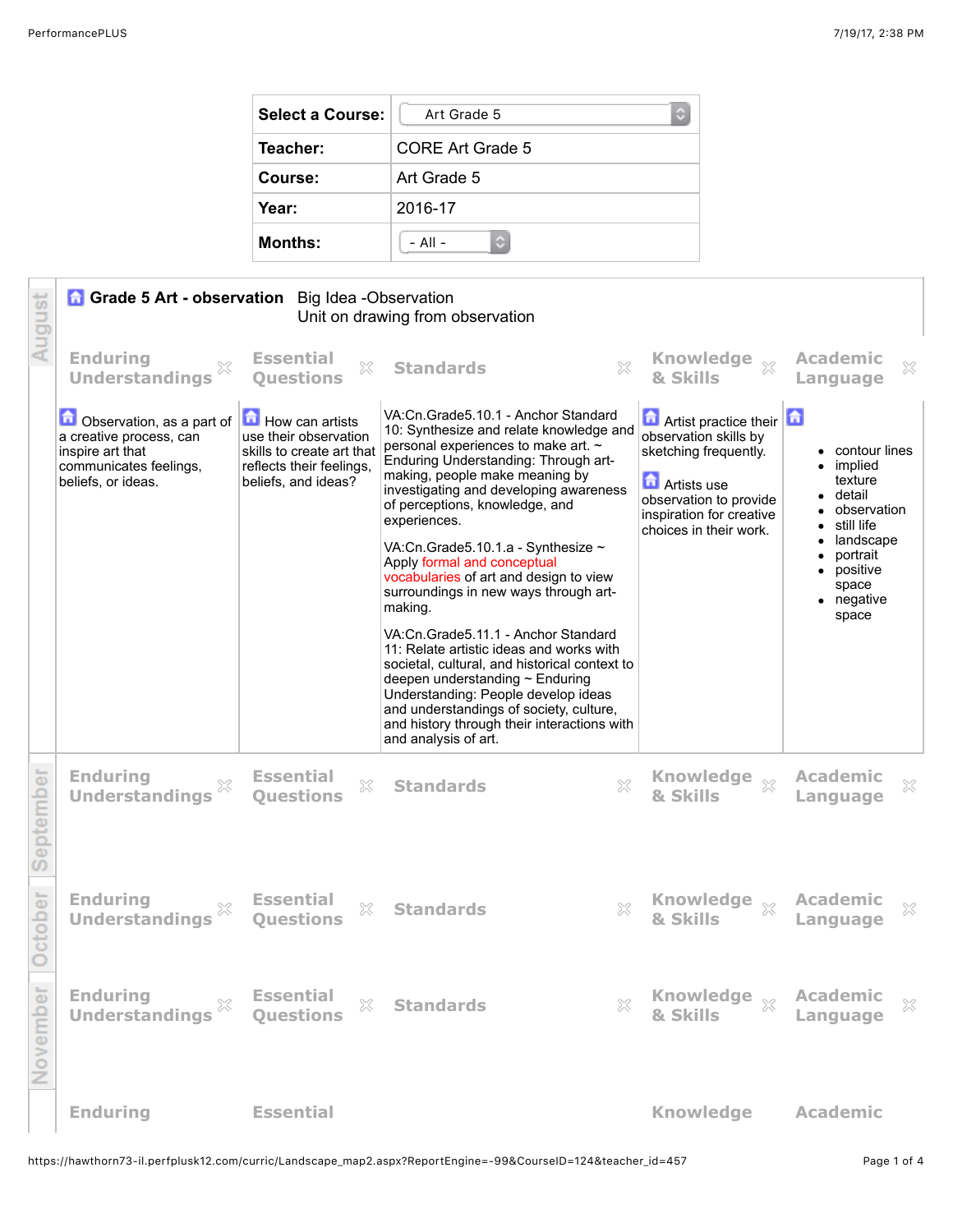| | |
|---|---|
| **Select a Course:** | Art Grade 5 |
| **Teacher:** | CORE Art Grade 5 |
| **Course:** | Art Grade 5 |
| **Year:** | 2016-17 |
| **Months:** | - All - |

## August

**Grade 5 Art - observation** Big Idea -Observation
Unit on drawing from observation

| Enduring Understandings | Essential Questions | Standards | Knowledge & Skills | Academic Language |
|---|---|---|---|---|
| Observation, as a part of a creative process, can inspire art that communicates feelings, beliefs, or ideas. | How can artists use their observation skills to create art that reflects their feelings, beliefs, and ideas? | VA:Cn.Grade5.10.1 - Anchor Standard 10: Synthesize and relate knowledge and personal experiences to make art. ~ Enduring Understanding: Through art-making, people make meaning by investigating and developing awareness of perceptions, knowledge, and experiences.<br><br>VA:Cn.Grade5.10.1.a - Synthesize ~ Apply formal and conceptual vocabularies of art and design to view surroundings in new ways through art-making.<br><br>VA:Cn.Grade5.11.1 - Anchor Standard 11: Relate artistic ideas and works with societal, cultural, and historical context to deepen understanding ~ Enduring Understanding: People develop ideas and understandings of society, culture, and history through their interactions with and analysis of art. | Artist practice their observation skills by sketching frequently.<br><br>Artists use observation to provide inspiration for creative choices in their work. | • contour lines<br>• implied texture<br>• detail<br>• observation<br>• still life<br>• landscape<br>• portrait<br>• positive space<br>• negative space |

## September

| Enduring Understandings | Essential Questions | Standards | Knowledge & Skills | Academic Language |
|---|---|---|---|---|

## October

| Enduring Understandings | Essential Questions | Standards | Knowledge & Skills | Academic Language |
|---|---|---|---|---|

## November

| Enduring Understandings | Essential Questions | Standards | Knowledge & Skills | Academic Language |
|---|---|---|---|---|

Enduring Essential Knowledge Academic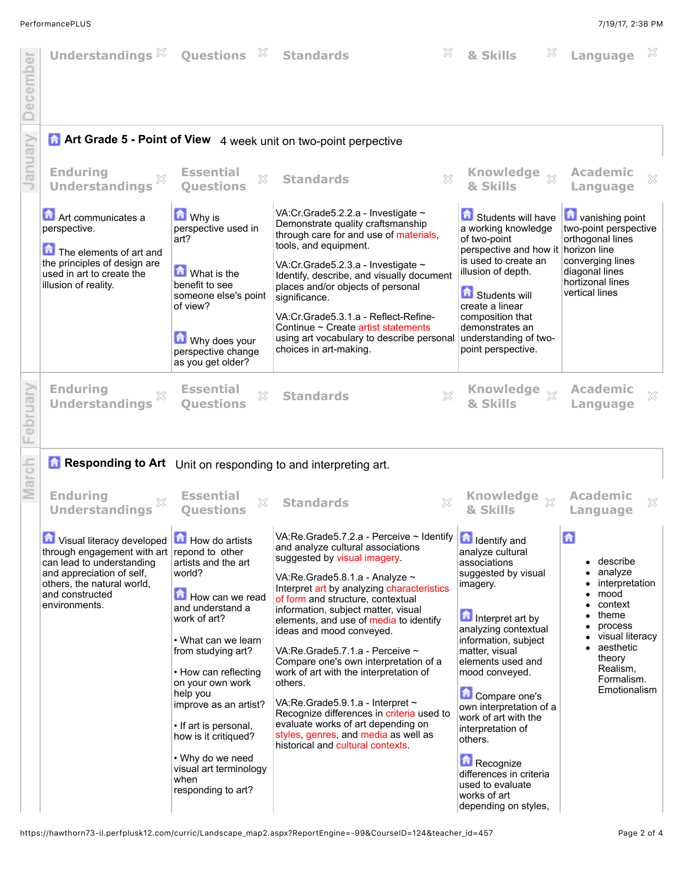| December | Understandings | Questions | Standards | & Skills | Language |
|---|---|---|---|---|---|

## Art Grade 5 - Point of View

4 week unit on two-point perpective

| January | Enduring Understandings | Essential Questions | Standards | Knowledge & Skills | Academic Language |
|---|---|---|---|---|---|
| | Art communicates a perspective.<br><br>The elements of art and the principles of design are used in art to create the illusion of reality. | Why is perspective used in art?<br><br>What is the benefit to see someone else's point of view?<br><br>Why does your perspective change as you get older? | VA:Cr.Grade5.2.2.a - Investigate ~ Demonstrate quality craftsmanship through care for and use of materials, tools, and equipment.<br><br>VA:Cr.Grade5.2.3.a - Investigate ~ Identify, describe, and visually document places and/or objects of personal significance.<br><br>VA:Cr.Grade5.3.1.a - Reflect-Refine-Continue ~ Create artist statements using art vocabulary to describe personal choices in art-making. | Students will have a working knowledge of two-point perspective and how it is used to create an illusion of depth.<br><br>Students will create a linear composition that demonstrates an understanding of two-point perspective. | vanishing point<br>two-point perspective<br>orthogonal lines<br>horizon line<br>converging lines<br>diagonal lines<br>hortizonal lines<br>vertical lines |

| February | Enduring Understandings | Essential Questions | Standards | Knowledge & Skills | Academic Language |
|---|---|---|---|---|---|

## Responding to Art

Unit on responding to and interpreting art.

| March | Enduring Understandings | Essential Questions | Standards | Knowledge & Skills | Academic Language |
|---|---|---|---|---|---|
| | Visual literacy developed through engagement with art can lead to understanding and appreciation of self, others, the natural world, and constructed environments. | How do artists repond to other artists and the art world?<br><br>How can we read and understand a work of art?<br><br>• What can we learn from studying art?<br><br>• How can reflecting on your own work help you improve as an artist?<br><br>• If art is personal, how is it critiqued?<br><br>• Why do we need visual art terminology when responding to art? | VA:Re.Grade5.7.2.a - Perceive ~ Identify and analyze cultural associations suggested by visual imagery.<br><br>VA:Re.Grade5.8.1.a - Analyze ~ Interpret art by analyzing characteristics of form and structure, contextual information, subject matter, visual elements, and use of media to identify ideas and mood conveyed.<br><br>VA:Re.Grade5.7.1.a - Perceive ~ Compare one's own interpretation of a work of art with the interpretation of others.<br><br>VA:Re.Grade5.9.1.a - Interpret ~ Recognize differences in criteria used to evaluate works of art depending on styles, genres, and media as well as historical and cultural contexts. | Identify and analyze cultural associations suggested by visual imagery.<br><br>Interpret art by analyzing contextual information, subject matter, visual elements used and mood conveyed.<br><br>Compare one's own interpretation of a work of art with the interpretation of others.<br><br>Recognize differences in criteria used to evaluate works of art depending on styles, | • describe<br>• analyze<br>• interpretation<br>• mood<br>• context<br>• theme<br>• process<br>• visual literacy<br>• aesthetic theory Realism, Formalism. Emotionalism |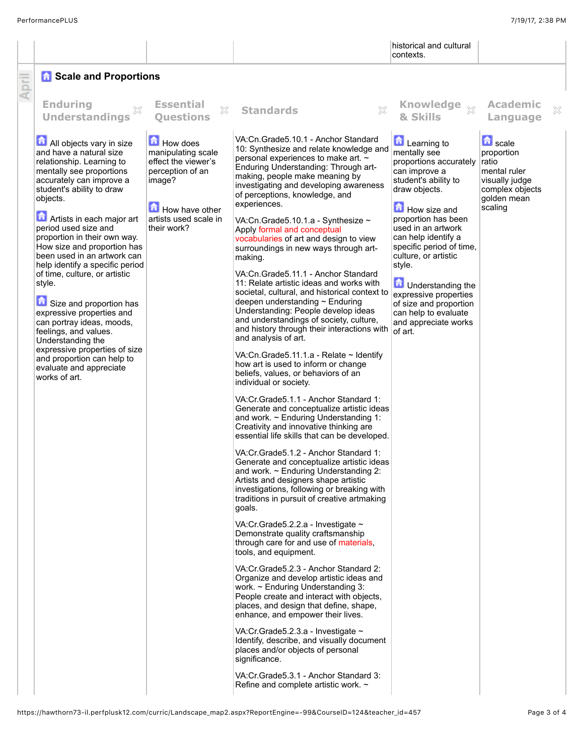| | | | historical and cultural contexts. | |
|---|---|---|---|---|

## Scale and Proportions

April

| Enduring Understandings | Essential Questions | Standards | Knowledge & Skills | Academic Language |
|---|---|---|---|---|
| All objects vary in size and have a natural size relationship. Learning to mentally see proportions accurately can improve a student's ability to draw objects.<br><br>Artists in each major art period used size and proportion in their own way. How size and proportion has been used in an artwork can help identify a specific period of time, culture, or artistic style.<br><br>Size and proportion has expressive properties and can portray ideas, moods, feelings, and values. Understanding the expressive properties of size and proportion can help to evaluate and appreciate works of art. | How does manipulating scale effect the viewer's perception of an image?<br><br>How have other artists used scale in their work? | VA:Cn.Grade5.10.1 - Anchor Standard 10: Synthesize and relate knowledge and personal experiences to make art. ~ Enduring Understanding: Through art-making, people make meaning by investigating and developing awareness of perceptions, knowledge, and experiences.<br><br>VA:Cn.Grade5.10.1.a - Synthesize ~ Apply formal and conceptual vocabularies of art and design to view surroundings in new ways through art-making.<br><br>VA:Cn.Grade5.11.1 - Anchor Standard 11: Relate artistic ideas and works with societal, cultural, and historical context to deepen understanding ~ Enduring Understanding: People develop ideas and understandings of society, culture, and history through their interactions with and analysis of art.<br><br>VA:Cn.Grade5.11.1.a - Relate ~ Identify how art is used to inform or change beliefs, values, or behaviors of an individual or society.<br><br>VA:Cr.Grade5.1.1 - Anchor Standard 1: Generate and conceptualize artistic ideas and work. ~ Enduring Understanding 1: Creativity and innovative thinking are essential life skills that can be developed.<br><br>VA:Cr.Grade5.1.2 - Anchor Standard 1: Generate and conceptualize artistic ideas and work. ~ Enduring Understanding 2: Artists and designers shape artistic investigations, following or breaking with traditions in pursuit of creative artmaking goals.<br><br>VA:Cr.Grade5.2.2.a - Investigate ~ Demonstrate quality craftsmanship through care for and use of materials, tools, and equipment.<br><br>VA:Cr.Grade5.2.3 - Anchor Standard 2: Organize and develop artistic ideas and work. ~ Enduring Understanding 3: People create and interact with objects, places, and design that define, shape, enhance, and empower their lives.<br><br>VA:Cr.Grade5.2.3.a - Investigate ~ Identify, describe, and visually document places and/or objects of personal significance.<br><br>VA:Cr.Grade5.3.1 - Anchor Standard 3: Refine and complete artistic work. ~ | Learning to mentally see proportions accurately can improve a student's ability to draw objects.<br><br>How size and proportion has been used in an artwork can help identify a specific period of time, culture, or artistic style.<br><br>Understanding the expressive properties of size and proportion can help to evaluate and appreciate works of art. | scale<br>proportion<br>ratio<br>mental ruler<br>visually judge complex objects<br>golden mean<br>scaling |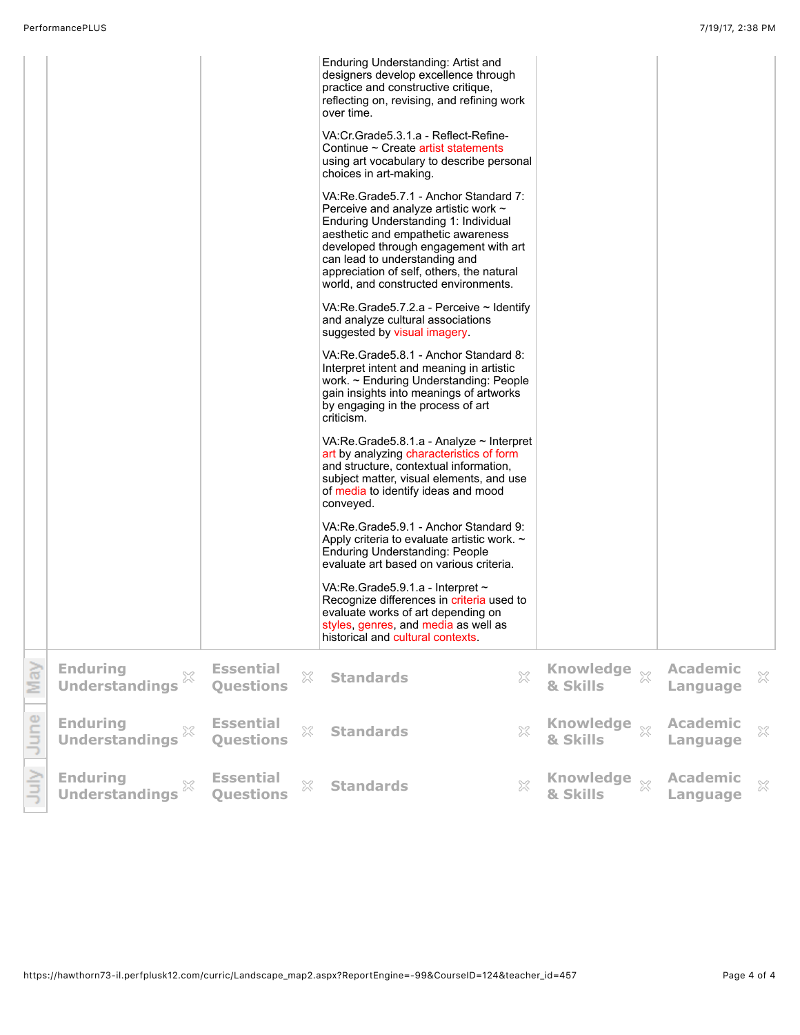| | | | | |
|---|---|---|---|---|
| | | Enduring Understanding: Artist and designers develop excellence through practice and constructive critique, reflecting on, revising, and refining work over time.<br><br>VA:Cr.Grade5.3.1.a - Reflect-Refine-Continue ~ Create artist statements using art vocabulary to describe personal choices in art-making.<br><br>VA:Re.Grade5.7.1 - Anchor Standard 7: Perceive and analyze artistic work ~ Enduring Understanding 1: Individual aesthetic and empathetic awareness developed through engagement with art can lead to understanding and appreciation of self, others, the natural world, and constructed environments.<br><br>VA:Re.Grade5.7.2.a - Perceive ~ Identify and analyze cultural associations suggested by visual imagery.<br><br>VA:Re.Grade5.8.1 - Anchor Standard 8: Interpret intent and meaning in artistic work. ~ Enduring Understanding: People gain insights into meanings of artworks by engaging in the process of art criticism.<br><br>VA:Re.Grade5.8.1.a - Analyze ~ Interpret art by analyzing characteristics of form and structure, contextual information, subject matter, visual elements, and use of media to identify ideas and mood conveyed.<br><br>VA:Re.Grade5.9.1 - Anchor Standard 9: Apply criteria to evaluate artistic work. ~ Enduring Understanding: People evaluate art based on various criteria.<br><br>VA:Re.Grade5.9.1.a - Interpret ~ Recognize differences in criteria used to evaluate works of art depending on styles, genres, and media as well as historical and cultural contexts. | | |

| Month | | | | | |
|---|---|---|---|---|---|
| May | Enduring Understandings | Essential Questions | Standards | Knowledge & Skills | Academic Language |
| June | Enduring Understandings | Essential Questions | Standards | Knowledge & Skills | Academic Language |
| July | Enduring Understandings | Essential Questions | Standards | Knowledge & Skills | Academic Language |